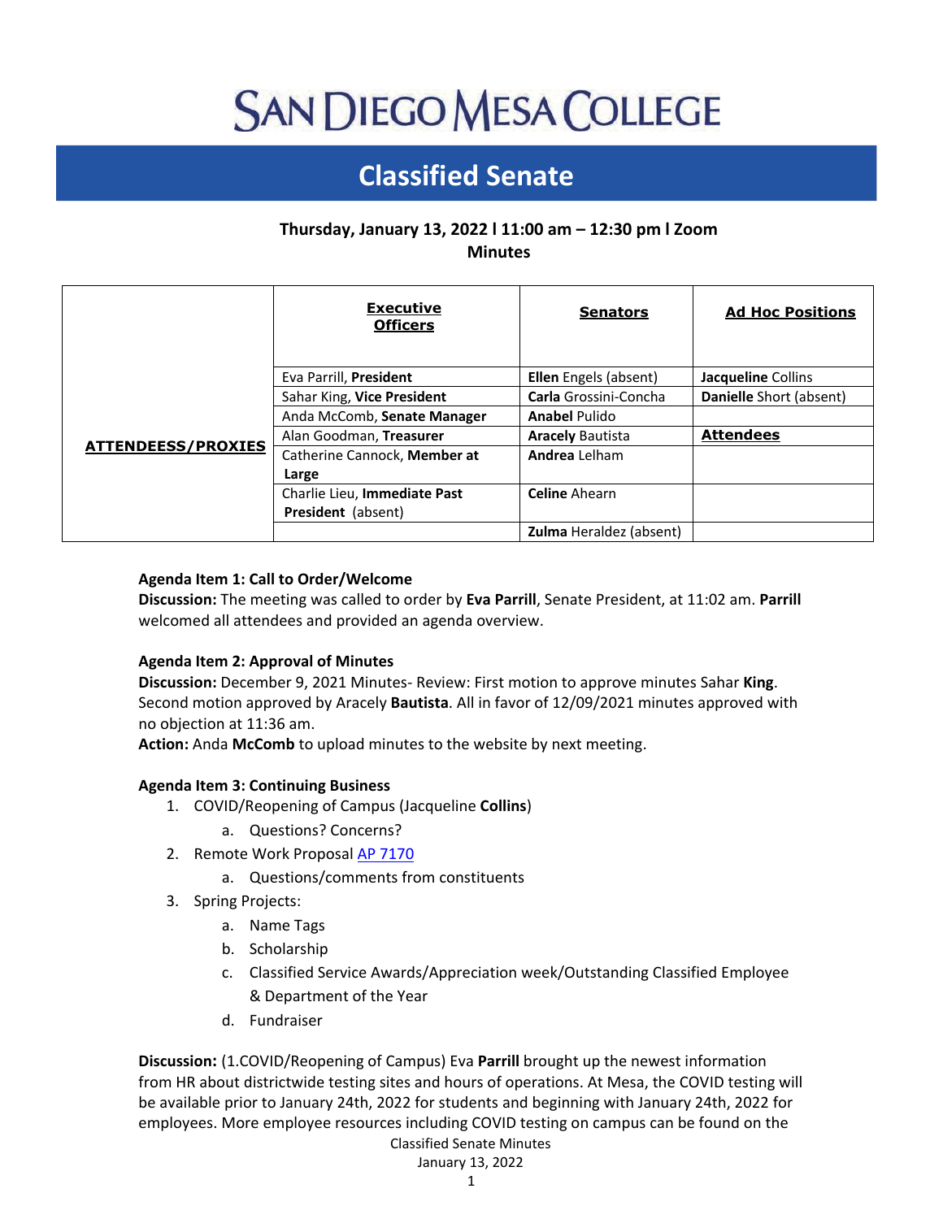# SAN DIEGO MESA COLLEGE

## Classified Senate

**Thursday, January 13, 2022 l 11:00 am – 12:30 pm l Zoom**
**Minutes**

| | **Executive Officers** | **Senators** | **Ad Hoc Positions** |
|---|---|---|---|
| **ATTENDEESS/PROXIES** | Eva Parrill, **President** | **Ellen** Engels (absent) | **Jacqueline** Collins |
| | Sahar King, **Vice President** | **Carla** Grossini-Concha | **Danielle** Short (absent) |
| | Anda McComb, **Senate Manager** | **Anabel** Pulido | |
| | Alan Goodman, **Treasurer** | **Aracely** Bautista | **Attendees** |
| | Catherine Cannock, **Member at Large** | **Andrea** Lelham | |
| | Charlie Lieu, **Immediate Past President** (absent) | **Celine** Ahearn | |
| | | **Zulma** Heraldez (absent) | |

**Agenda Item 1: Call to Order/Welcome**
**Discussion:** The meeting was called to order by **Eva Parrill**, Senate President, at 11:02 am. **Parrill** welcomed all attendees and provided an agenda overview.

**Agenda Item 2: Approval of Minutes**
**Discussion:** December 9, 2021 Minutes- Review: First motion to approve minutes Sahar **King**. Second motion approved by Aracely **Bautista**. All in favor of 12/09/2021 minutes approved with no objection at 11:36 am.
**Action:** Anda **McComb** to upload minutes to the website by next meeting.

**Agenda Item 3: Continuing Business**

1. COVID/Reopening of Campus (Jacqueline **Collins**)
   a. Questions? Concerns?
2. Remote Work Proposal AP 7170
   a. Questions/comments from constituents
3. Spring Projects:
   a. Name Tags
   b. Scholarship
   c. Classified Service Awards/Appreciation week/Outstanding Classified Employee & Department of the Year
   d. Fundraiser

**Discussion:** (1.COVID/Reopening of Campus) Eva **Parrill** brought up the newest information from HR about districtwide testing sites and hours of operations. At Mesa, the COVID testing will be available prior to January 24th, 2022 for students and beginning with January 24th, 2022 for employees. More employee resources including COVID testing on campus can be found on the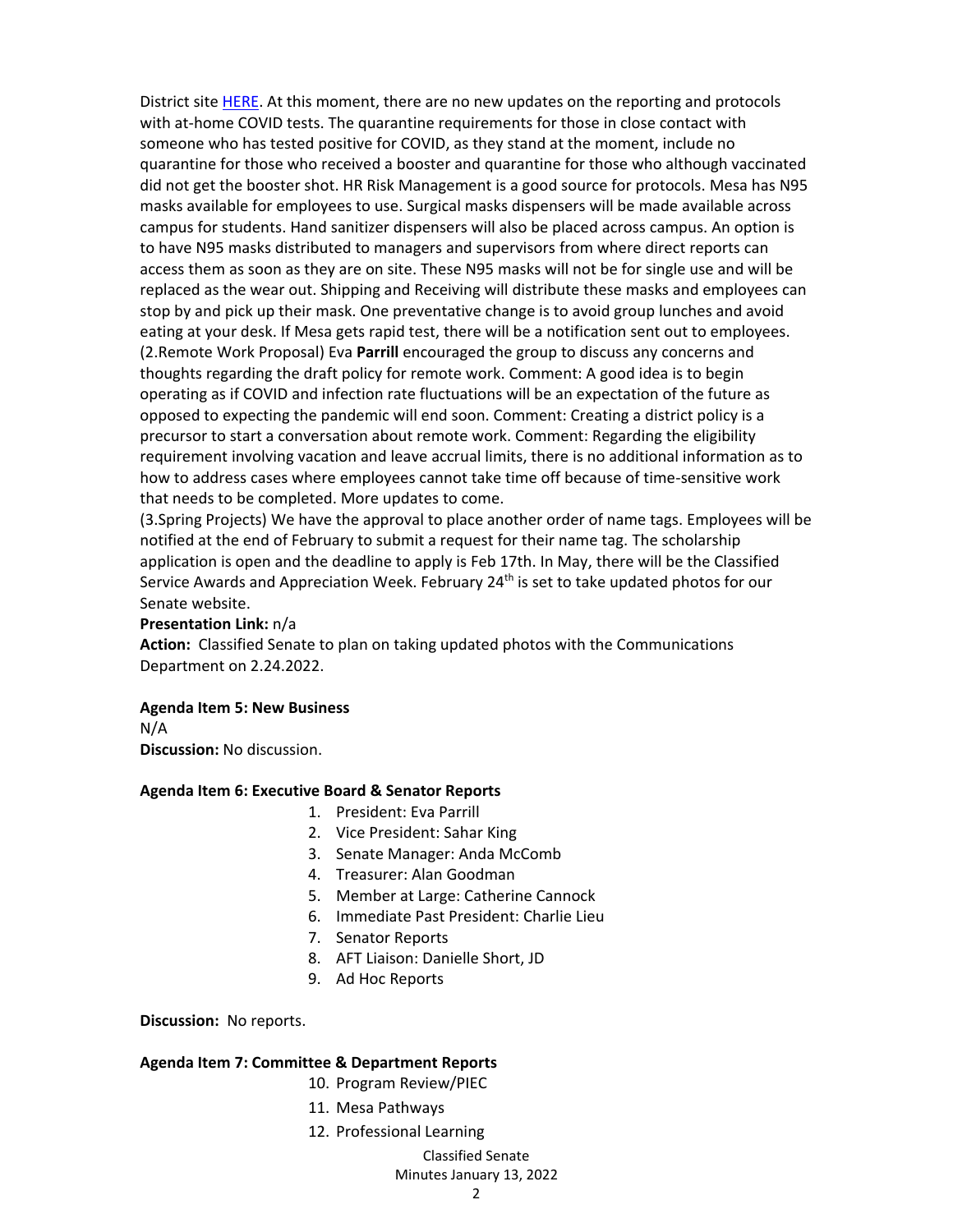District site [HERE](). At this moment, there are no new updates on the reporting and protocols with at-home COVID tests. The quarantine requirements for those in close contact with someone who has tested positive for COVID, as they stand at the moment, include no quarantine for those who received a booster and quarantine for those who although vaccinated did not get the booster shot. HR Risk Management is a good source for protocols. Mesa has N95 masks available for employees to use. Surgical masks dispensers will be made available across campus for students. Hand sanitizer dispensers will also be placed across campus. An option is to have N95 masks distributed to managers and supervisors from where direct reports can access them as soon as they are on site. These N95 masks will not be for single use and will be replaced as the wear out. Shipping and Receiving will distribute these masks and employees can stop by and pick up their mask. One preventative change is to avoid group lunches and avoid eating at your desk. If Mesa gets rapid test, there will be a notification sent out to employees. (2.Remote Work Proposal) Eva **Parrill** encouraged the group to discuss any concerns and thoughts regarding the draft policy for remote work. Comment: A good idea is to begin operating as if COVID and infection rate fluctuations will be an expectation of the future as opposed to expecting the pandemic will end soon. Comment: Creating a district policy is a precursor to start a conversation about remote work. Comment: Regarding the eligibility requirement involving vacation and leave accrual limits, there is no additional information as to how to address cases where employees cannot take time off because of time-sensitive work that needs to be completed. More updates to come.

(3.Spring Projects) We have the approval to place another order of name tags. Employees will be notified at the end of February to submit a request for their name tag. The scholarship application is open and the deadline to apply is Feb 17th. In May, there will be the Classified Service Awards and Appreciation Week. February 24th is set to take updated photos for our Senate website.

**Presentation Link:** n/a

**Action:** Classified Senate to plan on taking updated photos with the Communications Department on 2.24.2022.

**Agenda Item 5: New Business**

N/A

**Discussion:** No discussion.

**Agenda Item 6: Executive Board & Senator Reports**

1. President: Eva Parrill
2. Vice President: Sahar King
3. Senate Manager: Anda McComb
4. Treasurer: Alan Goodman
5. Member at Large: Catherine Cannock
6. Immediate Past President: Charlie Lieu
7. Senator Reports
8. AFT Liaison: Danielle Short, JD
9. Ad Hoc Reports

**Discussion:** No reports.

**Agenda Item 7: Committee & Department Reports**

10. Program Review/PIEC
11. Mesa Pathways
12. Professional Learning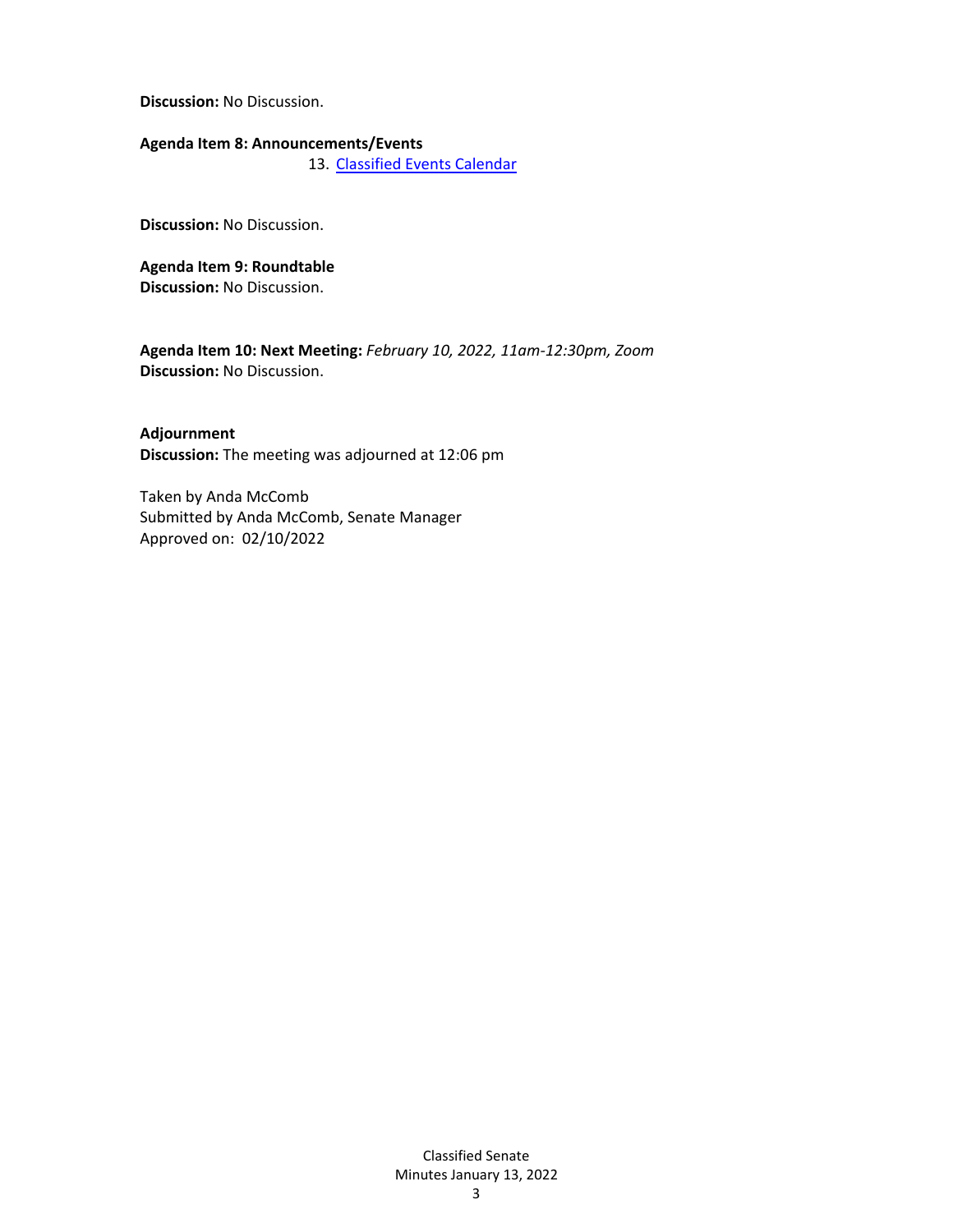**Discussion:** No Discussion.

**Agenda Item 8: Announcements/Events**

13. Classified Events Calendar

**Discussion:** No Discussion.

**Agenda Item 9: Roundtable**
**Discussion:** No Discussion.

**Agenda Item 10: Next Meeting:** *February 10, 2022, 11am-12:30pm, Zoom*
**Discussion:** No Discussion.

**Adjournment**
**Discussion:** The meeting was adjourned at 12:06 pm

Taken by Anda McComb
Submitted by Anda McComb, Senate Manager
Approved on: 02/10/2022